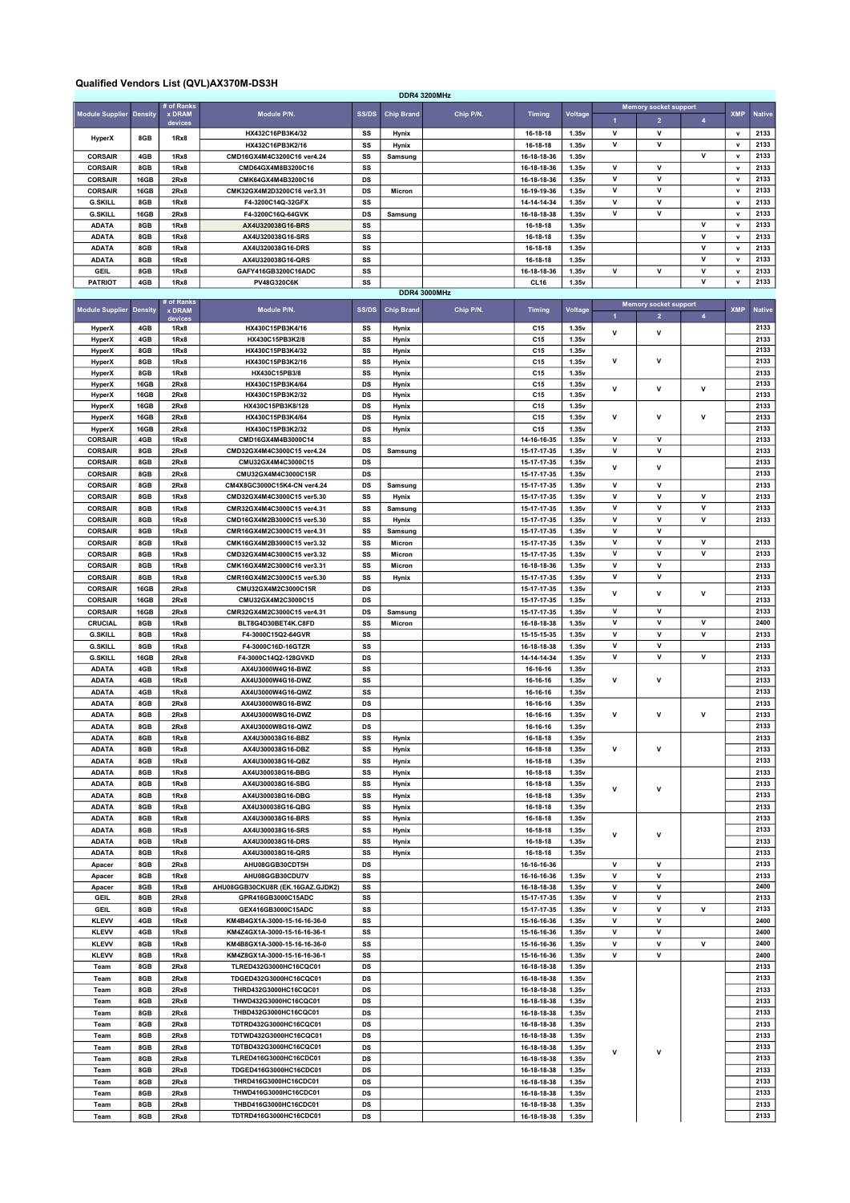## Qualified Vendors List (QVL)AX370M-DS3H

| DDR4 3200MHz | | | | | | | | | | | | | |
|---|---|---|---|---|---|---|---|---|---|---|---|---|---|
| Module Supplier | Density | # of Ranks x DRAM devices | Module P/N. | SS/DS | Chip Brand | Chip P/N. | Timing | Voltage | Memory socket support | | | XMP | Native |
| | | | | | | | | | 1 | 2 | 4 | | |
| HyperX | 8GB | 1Rx8 | HX432C16PB3K4/32 | SS | Hynix | | 16-18-18 | 1.35v | V | V | | v | 2133 |
| HyperX | 8GB | 1Rx8 | HX432C16PB3K2/16 | SS | Hynix | | 16-18-18 | 1.35v | V | V | | v | 2133 |
| CORSAIR | 4GB | 1Rx8 | CMD16GX4M4C3200C16 ver4.24 | SS | Samsung | | 16-18-18-36 | 1.35v | | | V | v | 2133 |
| CORSAIR | 8GB | 1Rx8 | CMD64GX4M8B3200C16 | SS | | | 16-18-18-36 | 1.35v | V | V | | v | 2133 |
| CORSAIR | 16GB | 2Rx8 | CMK64GX4M4B3200C16 | DS | | | 16-18-18-36 | 1.35v | V | V | | v | 2133 |
| CORSAIR | 16GB | 2Rx8 | CMK32GX4M2D3200C16 ver3.31 | DS | Micron | | 16-19-19-36 | 1.35v | V | V | | v | 2133 |
| G.SKILL | 8GB | 1Rx8 | F4-3200C14Q-32GFX | SS | | | 14-14-14-34 | 1.35v | V | V | | v | 2133 |
| G.SKILL | 16GB | 2Rx8 | F4-3200C16Q-64GVK | DS | Samsung | | 16-18-18-38 | 1.35v | V | V | | v | 2133 |
| ADATA | 8GB | 1Rx8 | AX4U320038G16-BRS | SS | | | 16-18-18 | 1.35v | | | V | v | 2133 |
| ADATA | 8GB | 1Rx8 | AX4U320038G16-SRS | SS | | | 16-18-18 | 1.35v | | | V | v | 2133 |
| ADATA | 8GB | 1Rx8 | AX4U320038G16-DRS | SS | | | 16-18-18 | 1.35v | | | V | v | 2133 |
| ADATA | 8GB | 1Rx8 | AX4U320038G16-QRS | SS | | | 16-18-18 | 1.35v | | | V | v | 2133 |
| GEIL | 8GB | 1Rx8 | GAFY416GB3200C16ADC | SS | | | 16-18-18-36 | 1.35v | V | V | V | v | 2133 |
| PATRIOT | 4GB | 1Rx8 | PV48G320C6K | SS | | | CL16 | 1.35v | | | V | v | 2133 |

| DDR4 3000MHz | | | | | | | | | | | | | |
|---|---|---|---|---|---|---|---|---|---|---|---|---|---|
| Module Supplier | Density | # of Ranks x DRAM devices | Module P/N. | SS/DS | Chip Brand | Chip P/N. | Timing | Voltage | Memory socket support | | | XMP | Native |
| | | | | | | | | | 1 | 2 | 4 | | |
| HyperX | 4GB | 1Rx8 | HX430C15PB3K4/16 | SS | Hynix | | C15 | 1.35v | V | V | | | 2133 |
| HyperX | 4GB | 1Rx8 | HX430C15PB3K2/8 | SS | Hynix | | C15 | 1.35v | | | | | 2133 |
| HyperX | 8GB | 1Rx8 | HX430C15PB3K4/32 | SS | Hynix | | C15 | 1.35v | V | V | | | 2133 |
| HyperX | 8GB | 1Rx8 | HX430C15PB3K2/16 | SS | Hynix | | C15 | 1.35v | | | | | 2133 |
| HyperX | 8GB | 1Rx8 | HX430C15PB3/8 | SS | Hynix | | C15 | 1.35v | | | | | 2133 |
| HyperX | 16GB | 2Rx8 | HX430C15PB3K4/64 | DS | Hynix | | C15 | 1.35v | V | V | V | | 2133 |
| HyperX | 16GB | 2Rx8 | HX430C15PB3K2/32 | DS | Hynix | | C15 | 1.35v | | | | | 2133 |
| HyperX | 16GB | 2Rx8 | HX430C15PB3K8/128 | DS | Hynix | | C15 | 1.35v | V | V | V | | 2133 |
| HyperX | 16GB | 2Rx8 | HX430C15PB3K4/64 | DS | Hynix | | C15 | 1.35v | | | | | 2133 |
| HyperX | 16GB | 2Rx8 | HX430C15PB3K2/32 | DS | Hynix | | C15 | 1.35v | | | | | 2133 |
| CORSAIR | 4GB | 1Rx8 | CMD16GX4M4B3000C14 | SS | | | 14-16-16-35 | 1.35v | V | V | | | 2133 |
| CORSAIR | 8GB | 2Rx8 | CMD32GX4M4C3000C15 ver4.24 | DS | Samsung | | 15-17-17-35 | 1.35v | V | V | | | 2133 |
| CORSAIR | 8GB | 2Rx8 | CMU32GX4M4C3000C15 | DS | | | 15-17-17-35 | 1.35v | V | V | | | 2133 |
| CORSAIR | 8GB | 2Rx8 | CMU32GX4M4C3000C15R | DS | | | 15-17-17-35 | 1.35v | | | | | 2133 |
| CORSAIR | 8GB | 2Rx8 | CM4X8GC3000C15K4-CN ver4.24 | DS | Samsung | | 15-17-17-35 | 1.35v | V | V | | | 2133 |
| CORSAIR | 8GB | 1Rx8 | CMD32GX4M4C3000C15 ver5.30 | SS | Hynix | | 15-17-17-35 | 1.35v | V | V | V | | 2133 |
| CORSAIR | 8GB | 1Rx8 | CMR32GX4M4C3000C15 ver4.31 | SS | Samsung | | 15-17-17-35 | 1.35v | V | V | V | | 2133 |
| CORSAIR | 8GB | 1Rx8 | CMD16GX4M2B3000C15 ver5.30 | SS | Hynix | | 15-17-17-35 | 1.35v | V | V | V | | 2133 |
| CORSAIR | 8GB | 1Rx8 | CMR16GX4M2C3000C15 ver4.31 | SS | Samsung | | 15-17-17-35 | 1.35v | V | V | | | |
| CORSAIR | 8GB | 1Rx8 | CMK16GX4M2B3000C15 ver3.32 | SS | Micron | | 15-17-17-35 | 1.35v | V | V | V | | 2133 |
| CORSAIR | 8GB | 1Rx8 | CMD32GX4M4C3000C15 ver3.32 | SS | Micron | | 15-17-17-35 | 1.35v | V | V | V | | 2133 |
| CORSAIR | 8GB | 1Rx8 | CMK16GX4M2C3000C16 ver3.31 | SS | Micron | | 16-18-18-36 | 1.35v | V | V | | | 2133 |
| CORSAIR | 8GB | 1Rx8 | CMR16GX4M2C3000C15 ver5.30 | SS | Hynix | | 15-17-17-35 | 1.35v | V | V | | | 2133 |
| CORSAIR | 16GB | 2Rx8 | CMU32GX4M2C3000C15R | DS | | | 15-17-17-35 | 1.35v | V | V | V | | 2133 |
| CORSAIR | 16GB | 2Rx8 | CMU32GX4M2C3000C15 | DS | | | 15-17-17-35 | 1.35v | | | | | 2133 |
| CORSAIR | 16GB | 2Rx8 | CMR32GX4M2C3000C15 ver4.31 | DS | Samsung | | 15-17-17-35 | 1.35v | V | V | | | 2133 |
| CRUCIAL | 8GB | 1Rx8 | BLT8G4D30BET4K.C8FD | SS | Micron | | 16-18-18-38 | 1.35v | V | V | V | | 2400 |
| G.SKILL | 8GB | 1Rx8 | F4-3000C15Q2-64GVR | SS | | | 15-15-15-35 | 1.35v | V | V | V | | 2133 |
| G.SKILL | 8GB | 1Rx8 | F4-3000C16D-16GTZR | SS | | | 16-18-18-38 | 1.35v | V | V | | | 2133 |
| G.SKILL | 16GB | 2Rx8 | F4-3000C14Q2-128GVKD | DS | | | 14-14-14-34 | 1.35v | V | V | V | | 2133 |
| ADATA | 4GB | 1Rx8 | AX4U3000W4G16-BWZ | SS | | | 16-16-16 | 1.35v | V | V | | | 2133 |
| ADATA | 4GB | 1Rx8 | AX4U3000W4G16-DWZ | SS | | | 16-16-16 | 1.35v | | | | | 2133 |
| ADATA | 4GB | 1Rx8 | AX4U3000W4G16-QWZ | SS | | | 16-16-16 | 1.35v | | | | | 2133 |
| ADATA | 8GB | 2Rx8 | AX4U3000W8G16-BWZ | DS | | | 16-16-16 | 1.35v | V | V | V | | 2133 |
| ADATA | 8GB | 2Rx8 | AX4U3000W8G16-DWZ | DS | | | 16-16-16 | 1.35v | | | | | 2133 |
| ADATA | 8GB | 2Rx8 | AX4U3000W8G16-QWZ | DS | | | 16-16-16 | 1.35v | | | | | 2133 |
| ADATA | 8GB | 1Rx8 | AX4U300038G16-BBZ | SS | Hynix | | 16-18-18 | 1.35v | V | V | | | 2133 |
| ADATA | 8GB | 1Rx8 | AX4U300038G16-DBZ | SS | Hynix | | 16-18-18 | 1.35v | | | | | 2133 |
| ADATA | 8GB | 1Rx8 | AX4U300038G16-QBZ | SS | Hynix | | 16-18-18 | 1.35v | | | | | 2133 |
| ADATA | 8GB | 1Rx8 | AX4U300038G16-BBG | SS | Hynix | | 16-18-18 | 1.35v | V | V | | | 2133 |
| ADATA | 8GB | 1Rx8 | AX4U300038G16-SBG | SS | Hynix | | 16-18-18 | 1.35v | | | | | 2133 |
| ADATA | 8GB | 1Rx8 | AX4U300038G16-DBG | SS | Hynix | | 16-18-18 | 1.35v | | | | | 2133 |
| ADATA | 8GB | 1Rx8 | AX4U300038G16-QBG | SS | Hynix | | 16-18-18 | 1.35v | | | | | 2133 |
| ADATA | 8GB | 1Rx8 | AX4U300038G16-BRS | SS | Hynix | | 16-18-18 | 1.35v | V | V | | | 2133 |
| ADATA | 8GB | 1Rx8 | AX4U300038G16-SRS | SS | Hynix | | 16-18-18 | 1.35v | | | | | 2133 |
| ADATA | 8GB | 1Rx8 | AX4U300038G16-DRS | SS | Hynix | | 16-18-18 | 1.35v | | | | | 2133 |
| ADATA | 8GB | 1Rx8 | AX4U300038G16-QRS | SS | Hynix | | 16-18-18 | 1.35v | | | | | 2133 |
| Apacer | 8GB | 2Rx8 | AHU08GGB30CDT5H | DS | | | 16-16-16-36 | | V | V | | | 2133 |
| Apacer | 8GB | 1Rx8 | AHU08GGB30CDU7V | SS | | | 16-16-16-36 | 1.35v | V | V | | | 2133 |
| Apacer | 8GB | 1Rx8 | AHU08GGB30CKU8R (EK.16GAZ.GJDK2) | SS | | | 16-18-18-38 | 1.35v | V | V | | | 2400 |
| GEIL | 8GB | 2Rx8 | GPR416GB3000C15ADC | DS | | | 15-17-17-35 | 1.35v | V | V | | | 2133 |
| GEIL | 8GB | 1Rx8 | GEX416GB3000C15ADC | SS | | | 15-17-17-35 | 1.35v | V | V | V | | 2133 |
| KLEVV | 4GB | 1Rx8 | KM4B4GX1A-3000-15-16-16-36-0 | SS | | | 15-16-16-36 | 1.35v | V | V | | | 2400 |
| KLEVV | 4GB | 1Rx8 | KM4Z4GX1A-3000-15-16-16-36-1 | SS | | | 15-16-16-36 | 1.35v | V | V | | | 2400 |
| KLEVV | 8GB | 1Rx8 | KM4B8GX1A-3000-15-16-16-36-0 | SS | | | 15-16-16-36 | 1.35v | V | V | V | | 2400 |
| KLEVV | 8GB | 1Rx8 | KM4Z8GX1A-3000-15-16-16-36-1 | SS | | | 15-16-16-36 | 1.35v | V | V | | | 2400 |
| Team | 8GB | 2Rx8 | TLRED432G3000HC16CQC01 | DS | | | 16-18-18-38 | 1.35v | V | V | | | 2133 |
| Team | 8GB | 2Rx8 | TDGED432G3000HC16CQC01 | DS | | | 16-18-18-38 | 1.35v | | | | | 2133 |
| Team | 8GB | 2Rx8 | THRD432G3000HC16CQC01 | DS | | | 16-18-18-38 | 1.35v | | | | | 2133 |
| Team | 8GB | 2Rx8 | THWD432G3000HC16CQC01 | DS | | | 16-18-18-38 | 1.35v | | | | | 2133 |
| Team | 8GB | 2Rx8 | THBD432G3000HC16CQC01 | DS | | | 16-18-18-38 | 1.35v | | | | | 2133 |
| Team | 8GB | 2Rx8 | TDTRD432G3000HC16CQC01 | DS | | | 16-18-18-38 | 1.35v | | | | | 2133 |
| Team | 8GB | 2Rx8 | TDTWD432G3000HC16CQC01 | DS | | | 16-18-18-38 | 1.35v | | | | | 2133 |
| Team | 8GB | 2Rx8 | TDTBD432G3000HC16CQC01 | DS | | | 16-18-18-38 | 1.35v | | | | | 2133 |
| Team | 8GB | 2Rx8 | TLRED416G3000HC16CDC01 | DS | | | 16-18-18-38 | 1.35v | | | | | 2133 |
| Team | 8GB | 2Rx8 | TDGED416G3000HC16CDC01 | DS | | | 16-18-18-38 | 1.35v | | | | | 2133 |
| Team | 8GB | 2Rx8 | THRD416G3000HC16CDC01 | DS | | | 16-18-18-38 | 1.35v | | | | | 2133 |
| Team | 8GB | 2Rx8 | THWD416G3000HC16CDC01 | DS | | | 16-18-18-38 | 1.35v | | | | | 2133 |
| Team | 8GB | 2Rx8 | THBD416G3000HC16CDC01 | DS | | | 16-18-18-38 | 1.35v | | | | | 2133 |
| Team | 8GB | 2Rx8 | TDTRD416G3000HC16CDC01 | DS | | | 16-18-18-38 | 1.35v | | | | | 2133 |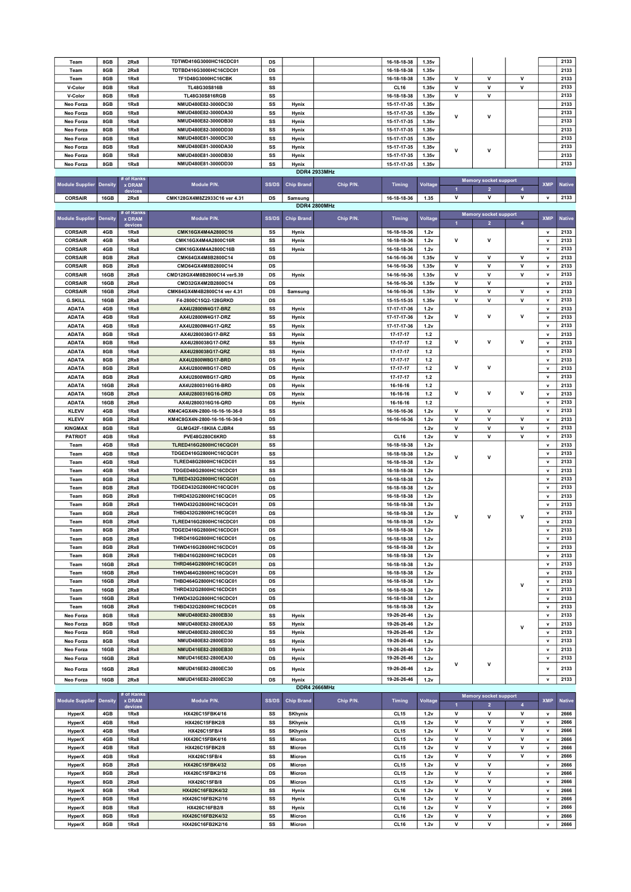| Module Supplier | Density | # of Ranks x DRAM devices | Module P/N. | SS/DS | Chip Brand | Chip P/N. | Timing | Voltage | Memory socket support 1 | 2 | 4 | XMP | Native |
|---|---|---|---|---|---|---|---|---|---|---|---|---|---|
| Team | 8GB | 2Rx8 | TDTWD416G3000HC16CDC01 | DS | | | 16-18-18-38 | 1.35v | | | | | 2133 |
| Team | 8GB | 2Rx8 | TDTBD416G3000HC16CDC01 | DS | | | 16-18-18-38 | 1.35v | | | | | 2133 |
| Team | 8GB | 1Rx8 | TF1D48G3000HC16CBK | SS | | | 16-18-18-38 | 1.35v | V | V | V | | 2133 |
| V-Color | 8GB | 1Rx8 | TL48G30S816B | SS | | | CL16 | 1.35v | V | V | V | | 2133 |
| V-Color | 8GB | 1Rx8 | TL48G30S816RGB | SS | | | 16-18-18-38 | 1.35v | V | V | | | 2133 |
| Neo Forza | 8GB | 1Rx8 | NMUD480E82-3000DC30 | SS | Hynix | | 15-17-17-35 | 1.35v | V | V | | | 2133 |
| Neo Forza | 8GB | 1Rx8 | NMUD480E82-3000DA30 | SS | Hynix | | 15-17-17-35 | 1.35v | | | | | 2133 |
| Neo Forza | 8GB | 1Rx8 | NMUD480E82-3000DB30 | SS | Hynix | | 15-17-17-35 | 1.35v | | | | | 2133 |
| Neo Forza | 8GB | 1Rx8 | NMUD480E82-3000DD30 | SS | Hynix | | 15-17-17-35 | 1.35v | | | | | 2133 |
| Neo Forza | 8GB | 1Rx8 | NMUD480E81-3000DC30 | SS | Hynix | | 15-17-17-35 | 1.35v | V | V | | | 2133 |
| Neo Forza | 8GB | 1Rx8 | NMUD480E81-3000DA30 | SS | Hynix | | 15-17-17-35 | 1.35v | | | | | 2133 |
| Neo Forza | 8GB | 1Rx8 | NMUD480E81-3000DB30 | SS | Hynix | | 15-17-17-35 | 1.35v | | | | | 2133 |
| Neo Forza | 8GB | 1Rx8 | NMUD480E81-3000DD30 | SS | Hynix | | 15-17-17-35 | 1.35v | | | | | 2133 |

**DDR4 2933MHz**

| Module Supplier | Density | # of Ranks x DRAM devices | Module P/N. | SS/DS | Chip Brand | Chip P/N. | Timing | Voltage | Memory socket support 1 | 2 | 4 | XMP | Native |
|---|---|---|---|---|---|---|---|---|---|---|---|---|---|
| CORSAIR | 16GB | 2Rx8 | CMK128GX4M8Z2933C16 ver 4.31 | DS | Samsung | | 16-18-18-36 | 1.35 | V | V | V | v | 2133 |

**DDR4 2800MHz**

| Module Supplier | Density | # of Ranks x DRAM devices | Module P/N. | SS/DS | Chip Brand | Chip P/N. | Timing | Voltage | Memory socket support 1 | 2 | 4 | XMP | Native |
|---|---|---|---|---|---|---|---|---|---|---|---|---|---|
| CORSAIR | 4GB | 1Rx8 | CMK16GX4M4A2800C16 | SS | Hynix | | 16-18-18-36 | 1.2v | V | V | | v | 2133 |
| CORSAIR | 4GB | 1Rx8 | CMK16GX4M4A2800C16R | SS | Hynix | | 16-18-18-36 | 1.2v | | | | v | 2133 |
| CORSAIR | 4GB | 1Rx8 | CMK16GX4M4A2800C16B | SS | Hynix | | 16-18-18-36 | 1.2v | | | | v | 2133 |
| CORSAIR | 8GB | 2Rx8 | CMK64GX4M8B2800C14 | DS | | | 14-16-16-36 | 1.35v | V | V | V | v | 2133 |
| CORSAIR | 8GB | 2Rx8 | CMD64GX4M8B2800C14 | DS | | | 14-16-16-36 | 1.35v | V | V | V | v | 2133 |
| CORSAIR | 16GB | 2Rx8 | CMD128GX4M8B2800C14 ver5.39 | DS | Hynix | | 14-16-16-36 | 1.35v | V | V | V | v | 2133 |
| CORSAIR | 16GB | 2Rx8 | CMD32GX4M2B2800C14 | DS | | | 14-16-16-36 | 1.35v | V | V | | v | 2133 |
| CORSAIR | 16GB | 2Rx8 | CMK64GX4M4B2800C14 ver 4.31 | DS | Samsung | | 14-16-16-36 | 1.35v | V | V | V | v | 2133 |
| G.SKILL | 16GB | 2Rx8 | F4-2800C15Q2-128GRKD | DS | | | 15-15-15-35 | 1.35v | V | V | V | v | 2133 |
| ADATA | 4GB | 1Rx8 | AX4U2800W4G17-BRZ | SS | Hynix | | 17-17-17-36 | 1.2v | V | V | V | v | 2133 |
| ADATA | 4GB | 1Rx8 | AX4U2800W4G17-DRZ | SS | Hynix | | 17-17-17-36 | 1.2v | | | | v | 2133 |
| ADATA | 4GB | 1Rx8 | AX4U2800W4G17-QRZ | SS | Hynix | | 17-17-17-36 | 1.2v | | | | v | 2133 |
| ADATA | 8GB | 1Rx8 | AX4U280038G17-BRZ | SS | Hynix | | 17-17-17 | 1.2 | V | V | V | v | 2133 |
| ADATA | 8GB | 1Rx8 | AX4U280038G17-DRZ | SS | Hynix | | 17-17-17 | 1.2 | | | | v | 2133 |
| ADATA | 8GB | 1Rx8 | AX4U280038G17-QRZ | SS | Hynix | | 17-17-17 | 1.2 | | | | v | 2133 |
| ADATA | 8GB | 2Rx8 | AX4U2800W8G17-BRD | DS | Hynix | | 17-17-17 | 1.2 | V | V | | v | 2133 |
| ADATA | 8GB | 2Rx8 | AX4U2800W8G17-DRD | DS | Hynix | | 17-17-17 | 1.2 | | | | v | 2133 |
| ADATA | 8GB | 2Rx8 | AX4U2800W8G17-QRD | DS | Hynix | | 17-17-17 | 1.2 | | | | v | 2133 |
| ADATA | 16GB | 2Rx8 | AX4U2800316G16-BRD | DS | Hynix | | 16-16-16 | 1.2 | V | V | V | v | 2133 |
| ADATA | 16GB | 2Rx8 | AX4U2800316G16-DRD | DS | Hynix | | 16-16-16 | 1.2 | | | | v | 2133 |
| ADATA | 16GB | 2Rx8 | AX4U2800316G16-QRD | DS | Hynix | | 16-16-16 | 1.2 | | | | v | 2133 |
| KLEVV | 4GB | 1Rx8 | KM4C4GX4N-2800-16-16-16-36-0 | SS | | | 16-16-16-36 | 1.2v | V | V | | v | 2133 |
| KLEVV | 8GB | 2Rx8 | KM4C8GX4N-2800-16-16-16-36-0 | DS | | | 16-16-16-36 | 1.2v | V | V | V | v | 2133 |
| KINGMAX | 8GB | 1Rx8 | GLMG42F-18KIIA CJBR4 | SS | | | | 1.2v | V | V | V | v | 2133 |
| PATRIOT | 4GB | 1Rx8 | PVE48G280C6KRD | SS | | | CL16 | 1.2v | V | V | V | v | 2133 |
| Team | 4GB | 1Rx8 | TLRED416G2800HC16CQC01 | SS | | | 16-18-18-38 | 1.2v | V | V | | v | 2133 |
| Team | 4GB | 1Rx8 | TDGED416G2800HC16CQC01 | SS | | | 16-18-18-38 | 1.2v | | | | v | 2133 |
| Team | 4GB | 1Rx8 | TLRED48G2800HC16CDC01 | SS | | | 16-18-18-38 | 1.2v | | | | v | 2133 |
| Team | 4GB | 1Rx8 | TDGED48G2800HC16CDC01 | SS | | | 16-18-18-38 | 1.2v | | | | v | 2133 |
| Team | 8GB | 2Rx8 | TLRED432G2800HC16CQC01 | DS | | | 16-18-18-38 | 1.2v | V | V | V | v | 2133 |
| Team | 8GB | 2Rx8 | TDGED432G2800HC16CQC01 | DS | | | 16-18-18-38 | 1.2v | | | | v | 2133 |
| Team | 8GB | 2Rx8 | THRD432G2800HC16CQC01 | DS | | | 16-18-18-38 | 1.2v | | | | v | 2133 |
| Team | 8GB | 2Rx8 | THWD432G2800HC16CQC01 | DS | | | 16-18-18-38 | 1.2v | | | | v | 2133 |
| Team | 8GB | 2Rx8 | THBD432G2800HC16CQC01 | DS | | | 16-18-18-38 | 1.2v | | | | v | 2133 |
| Team | 8GB | 2Rx8 | TLRED416G2800HC16CDC01 | DS | | | 16-18-18-38 | 1.2v | | | | v | 2133 |
| Team | 8GB | 2Rx8 | TDGED416G2800HC16CDC01 | DS | | | 16-18-18-38 | 1.2v | | | | v | 2133 |
| Team | 8GB | 2Rx8 | THRD416G2800HC16CDC01 | DS | | | 16-18-18-38 | 1.2v | | | | v | 2133 |
| Team | 8GB | 2Rx8 | THWD416G2800HC16CDC01 | DS | | | 16-18-18-38 | 1.2v | | | | v | 2133 |
| Team | 8GB | 2Rx8 | THBD416G2800HC16CDC01 | DS | | | 16-18-18-38 | 1.2v | | | | v | 2133 |
| Team | 16GB | 2Rx8 | THRD464G2800HC16CQC01 | DS | | | 16-18-18-38 | 1.2v | | | V | v | 2133 |
| Team | 16GB | 2Rx8 | THWD464G2800HC16CQC01 | DS | | | 16-18-18-38 | 1.2v | | | | v | 2133 |
| Team | 16GB | 2Rx8 | THBD464G2800HC16CQC01 | DS | | | 16-18-18-38 | 1.2v | | | | v | 2133 |
| Team | 16GB | 2Rx8 | THRD432G2800HC16CDC01 | DS | | | 16-18-18-38 | 1.2v | | | | v | 2133 |
| Team | 16GB | 2Rx8 | THWD432G2800HC16CDC01 | DS | | | 16-18-18-38 | 1.2v | | | | v | 2133 |
| Team | 16GB | 2Rx8 | THBD432G2800HC16CDC01 | DS | | | 16-18-18-38 | 1.2v | | | | v | 2133 |
| Neo Forza | 8GB | 1Rx8 | NMUD480E82-2800EB30 | SS | Hynix | | 19-26-26-46 | 1.2v | | | V | v | 2133 |
| Neo Forza | 8GB | 1Rx8 | NMUD480E82-2800EA30 | SS | Hynix | | 19-26-26-46 | 1.2v | | | | v | 2133 |
| Neo Forza | 8GB | 1Rx8 | NMUD480E82-2800EC30 | SS | Hynix | | 19-26-26-46 | 1.2v | | | | v | 2133 |
| Neo Forza | 8GB | 1Rx8 | NMUD480E82-2800ED30 | SS | Hynix | | 19-26-26-46 | 1.2v | | | | v | 2133 |
| Neo Forza | 16GB | 2Rx8 | NMUD416E82-2800EB30 | DS | Hynix | | 19-26-26-46 | 1.2v | V | V | | v | 2133 |
| Neo Forza | 16GB | 2Rx8 | NMUD416E82-2800EA30 | DS | Hynix | | 19-26-26-46 | 1.2v | | | | v | 2133 |
| Neo Forza | 16GB | 2Rx8 | NMUD416E82-2800EC30 | DS | Hynix | | 19-26-26-46 | 1.2v | | | | v | 2133 |
| Neo Forza | 16GB | 2Rx8 | NMUD416E82-2800EC30 | DS | Hynix | | 19-26-26-46 | 1.2v | | | | v | 2133 |

**DDR4 2666MHz**

| Module Supplier | Density | # of Ranks x DRAM devices | Module P/N. | SS/DS | Chip Brand | Chip P/N. | Timing | Voltage | Memory socket support 1 | 2 | 4 | XMP | Native |
|---|---|---|---|---|---|---|---|---|---|---|---|---|---|
| HyperX | 4GB | 1Rx8 | HX426C15FBK4/16 | SS | SKhynix | | CL15 | 1.2v | V | V | V | v | 2666 |
| HyperX | 4GB | 1Rx8 | HX426C15FBK2/8 | SS | SKhynix | | CL15 | 1.2v | V | V | V | v | 2666 |
| HyperX | 4GB | 1Rx8 | HX426C15FB/4 | SS | SKhynix | | CL15 | 1.2v | V | V | V | v | 2666 |
| HyperX | 4GB | 1Rx8 | HX426C15FBK4/16 | SS | Micron | | CL15 | 1.2v | V | V | V | v | 2666 |
| HyperX | 4GB | 1Rx8 | HX426C15FBK2/8 | SS | Micron | | CL15 | 1.2v | V | V | V | v | 2666 |
| HyperX | 4GB | 1Rx8 | HX426C15FB/4 | SS | Micron | | CL15 | 1.2v | V | V | V | v | 2666 |
| HyperX | 8GB | 2Rx8 | HX426C15FBK4/32 | DS | Micron | | CL15 | 1.2v | V | V | | v | 2666 |
| HyperX | 8GB | 2Rx8 | HX426C15FBK2/16 | DS | Micron | | CL15 | 1.2v | V | V | | v | 2666 |
| HyperX | 8GB | 2Rx8 | HX426C15FB/8 | DS | Micron | | CL15 | 1.2v | V | V | | v | 2666 |
| HyperX | 8GB | 1Rx8 | HX426C16FB2K4/32 | SS | Hynix | | CL16 | 1.2v | V | V | | v | 2666 |
| HyperX | 8GB | 1Rx8 | HX426C16FB2K2/16 | SS | Hynix | | CL16 | 1.2v | V | V | | v | 2666 |
| HyperX | 8GB | 1Rx8 | HX426C16FB2/8 | SS | Hynix | | CL16 | 1.2v | V | V | | v | 2666 |
| HyperX | 8GB | 1Rx8 | HX426C16FB2K4/32 | SS | Micron | | CL16 | 1.2v | V | V | | v | 2666 |
| HyperX | 8GB | 1Rx8 | HX426C16FB2K2/16 | SS | Micron | | CL16 | 1.2v | V | V | | v | 2666 |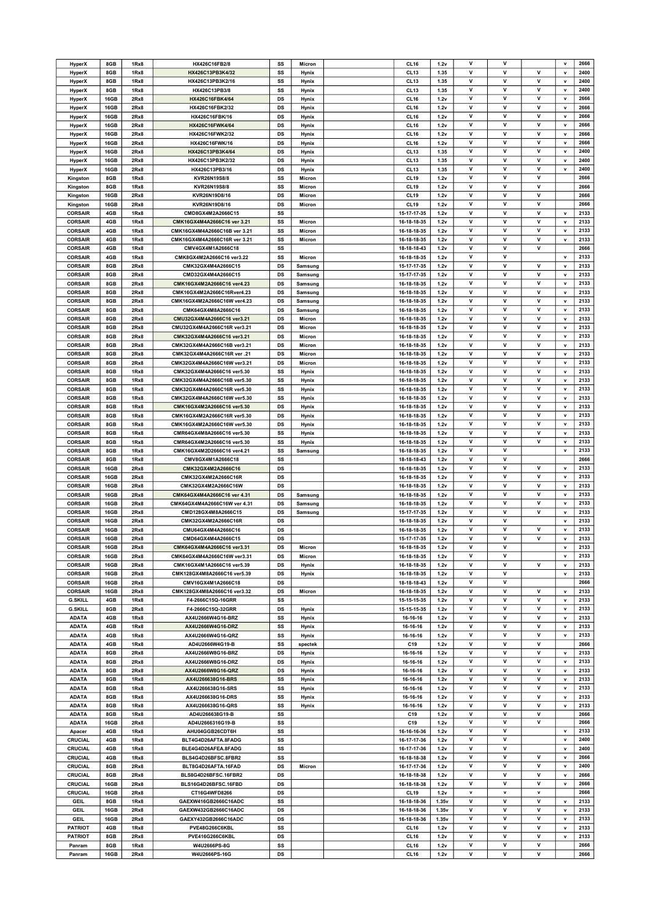| | | | | | | | | | | | | | |
|---|---|---|---|---|---|---|---|---|---|---|---|---|---|
| HyperX | 8GB | 1Rx8 | HX426C16FB2/8 | SS | Micron | | CL16 | 1.2v | V | V | | v | 2666 |
| HyperX | 8GB | 1Rx8 | HX426C13PB3K4/32 | SS | Hynix | | CL13 | 1.35 | V | V | V | v | 2400 |
| HyperX | 8GB | 1Rx8 | HX426C13PB3K2/16 | SS | Hynix | | CL13 | 1.35 | V | V | V | v | 2400 |
| HyperX | 8GB | 1Rx8 | HX426C13PB3/8 | SS | Hynix | | CL13 | 1.35 | V | V | V | v | 2400 |
| HyperX | 16GB | 2Rx8 | HX426C16FBK4/64 | DS | Hynix | | CL16 | 1.2v | V | V | V | v | 2666 |
| HyperX | 16GB | 2Rx8 | HX426C16FBK2/32 | DS | Hynix | | CL16 | 1.2v | V | V | V | v | 2666 |
| HyperX | 16GB | 2Rx8 | HX426C16FBK/16 | DS | Hynix | | CL16 | 1.2v | V | V | V | v | 2666 |
| HyperX | 16GB | 2Rx8 | HX426C16FWK4/64 | DS | Hynix | | CL16 | 1.2v | V | V | V | v | 2666 |
| HyperX | 16GB | 2Rx8 | HX426C16FWK2/32 | DS | Hynix | | CL16 | 1.2v | V | V | V | v | 2666 |
| HyperX | 16GB | 2Rx8 | HX426C16FWK/16 | DS | Hynix | | CL16 | 1.2v | V | V | V | v | 2666 |
| HyperX | 16GB | 2Rx8 | HX426C13PB3K4/64 | DS | Hynix | | CL13 | 1.35 | V | V | V | v | 2400 |
| HyperX | 16GB | 2Rx8 | HX426C13PB3K2/32 | DS | Hynix | | CL13 | 1.35 | V | V | V | v | 2400 |
| HyperX | 16GB | 2Rx8 | HX426C13PB3/16 | DS | Hynix | | CL13 | 1.35 | V | V | V | v | 2400 |
| Kingston | 8GB | 1Rx8 | KVR26N19S8/8 | SS | Micron | | CL19 | 1.2v | V | V | V | | 2666 |
| Kingston | 8GB | 1Rx8 | KVR26N19S8/8 | SS | Micron | | CL19 | 1.2v | V | V | V | | 2666 |
| Kingston | 16GB | 2Rx8 | KVR26N19D8/16 | DS | Micron | | CL19 | 1.2v | V | V | V | | 2666 |
| Kingston | 16GB | 2Rx8 | KVR26N19D8/16 | DS | Micron | | CL19 | 1.2v | V | V | V | | 2666 |
| CORSAIR | 4GB | 1Rx8 | CMD8GX4M2A2666C15 | SS | | | 15-17-17-35 | 1.2v | V | V | V | v | 2133 |
| CORSAIR | 4GB | 1Rx8 | CMK16GX4M4A2666C16 ver 3.21 | SS | Micron | | 16-18-18-35 | 1.2v | V | V | V | v | 2133 |
| CORSAIR | 4GB | 1Rx8 | CMK16GX4M4A2666C16B ver 3.21 | SS | Micron | | 16-18-18-35 | 1.2v | V | V | V | v | 2133 |
| CORSAIR | 4GB | 1Rx8 | CMK16GX4M4A2666C16R ver 3.21 | SS | Micron | | 16-18-18-35 | 1.2v | V | V | V | v | 2133 |
| CORSAIR | 4GB | 1Rx8 | CMV4GX4M1A2666C18 | SS | | | 18-18-18-43 | 1.2v | V | V | V | | 2666 |
| CORSAIR | 4GB | 1Rx8 | CMK8GX4M2A2666C16 ver3.22 | SS | Micron | | 16-18-18-35 | 1.2v | V | V | | v | 2133 |
| CORSAIR | 8GB | 2Rx8 | CMK32GX4M4A2666C15 | DS | Samsung | | 15-17-17-35 | 1.2v | V | V | V | v | 2133 |
| CORSAIR | 8GB | 2Rx8 | CMD32GX4M4A2666C15 | DS | Samsung | | 15-17-17-35 | 1.2v | V | V | V | v | 2133 |
| CORSAIR | 8GB | 2Rx8 | CMK16GX4M2A2666C16 ver4.23 | DS | Samsung | | 16-18-18-35 | 1.2v | V | V | V | v | 2133 |
| CORSAIR | 8GB | 2Rx8 | CMK16GX4M2A2666C16Rver4.23 | DS | Samsung | | 16-18-18-35 | 1.2v | V | V | V | v | 2133 |
| CORSAIR | 8GB | 2Rx8 | CMK16GX4M2A2666C16W ver4.23 | DS | Samsung | | 16-18-18-35 | 1.2v | V | V | V | v | 2133 |
| CORSAIR | 8GB | 2Rx8 | CMK64GX4M8A2666C16 | DS | Samsung | | 16-18-18-35 | 1.2v | V | V | V | v | 2133 |
| CORSAIR | 8GB | 2Rx8 | CMU32GX4M4A2666C16 ver3.21 | DS | Micron | | 16-18-18-35 | 1.2v | V | V | V | v | 2133 |
| CORSAIR | 8GB | 2Rx8 | CMU32GX4M4A2666C16R ver3.21 | DS | Micron | | 16-18-18-35 | 1.2v | V | V | V | v | 2133 |
| CORSAIR | 8GB | 2Rx8 | CMK32GX4M4A2666C16 ver3.21 | DS | Micron | | 16-18-18-35 | 1.2v | V | V | V | v | 2133 |
| CORSAIR | 8GB | 2Rx8 | CMK32GX4M4A2666C16B ver3.21 | DS | Micron | | 16-18-18-35 | 1.2v | V | V | V | v | 2133 |
| CORSAIR | 8GB | 2Rx8 | CMK32GX4M4A2666C16R ver .21 | DS | Micron | | 16-18-18-35 | 1.2v | V | V | V | v | 2133 |
| CORSAIR | 8GB | 2Rx8 | CMK32GX4M4A2666C16W ver3.21 | DS | Micron | | 16-18-18-35 | 1.2v | V | V | V | v | 2133 |
| CORSAIR | 8GB | 1Rx8 | CMK32GX4M4A2666C16 ver5.30 | SS | Hynix | | 16-18-18-35 | 1.2v | V | V | V | v | 2133 |
| CORSAIR | 8GB | 1Rx8 | CMK32GX4M4A2666C16B ver5.30 | SS | Hynix | | 16-18-18-35 | 1.2v | V | V | V | v | 2133 |
| CORSAIR | 8GB | 1Rx8 | CMK32GX4M4A2666C16R ver5.30 | SS | Hynix | | 16-18-18-35 | 1.2v | V | V | V | v | 2133 |
| CORSAIR | 8GB | 1Rx8 | CMK32GX4M4A2666C16W ver5.30 | SS | Hynix | | 16-18-18-35 | 1.2v | V | V | V | v | 2133 |
| CORSAIR | 8GB | 1Rx8 | CMK16GX4M2A2666C16 ver5.30 | DS | Hynix | | 16-18-18-35 | 1.2v | V | V | V | v | 2133 |
| CORSAIR | 8GB | 1Rx8 | CMK16GX4M2A2666C16R ver5.30 | DS | Hynix | | 16-18-18-35 | 1.2v | V | V | V | v | 2133 |
| CORSAIR | 8GB | 1Rx8 | CMK16GX4M2A2666C16W ver5.30 | DS | Hynix | | 16-18-18-35 | 1.2v | V | V | V | v | 2133 |
| CORSAIR | 8GB | 1Rx8 | CMR64GX4M8A2666C16 ver5.30 | SS | Hynix | | 16-18-18-35 | 1.2v | V | V | V | v | 2133 |
| CORSAIR | 8GB | 1Rx8 | CMR64GX4M2A2666C16 ver5.30 | SS | Hynix | | 16-18-18-35 | 1.2v | V | V | V | v | 2133 |
| CORSAIR | 8GB | 1Rx8 | CMK16GX4M2D2666C16 ver4.21 | SS | Samsung | | 16-18-18-35 | 1.2v | V | V | | v | 2133 |
| CORSAIR | 8GB | 1Rx8 | CMV8GX4M1A2666C18 | SS | | | 18-18-18-43 | 1.2v | V | V | | | 2666 |
| CORSAIR | 16GB | 2Rx8 | CMK32GX4M2A2666C16 | DS | | | 16-18-18-35 | 1.2v | V | V | V | v | 2133 |
| CORSAIR | 16GB | 2Rx8 | CMK32GX4M2A2666C16R | DS | | | 16-18-18-35 | 1.2v | V | V | V | v | 2133 |
| CORSAIR | 16GB | 2Rx8 | CMK32GX4M2A2666C16W | DS | | | 16-18-18-35 | 1.2v | V | V | V | v | 2133 |
| CORSAIR | 16GB | 2Rx8 | CMK64GX4M4A2666C16 ver 4.31 | DS | Samsung | | 16-18-18-35 | 1.2v | V | V | V | v | 2133 |
| CORSAIR | 16GB | 2Rx8 | CMK64GX4M4A2666C16W ver 4.31 | DS | Samsung | | 16-18-18-35 | 1.2v | V | V | V | v | 2133 |
| CORSAIR | 16GB | 2Rx8 | CMD128GX4M8A2666C15 | DS | Samsung | | 15-17-17-35 | 1.2v | V | V | V | v | 2133 |
| CORSAIR | 16GB | 2Rx8 | CMK32GX4M2A2666C16R | DS | | | 16-18-18-35 | 1.2v | V | V | | v | 2133 |
| CORSAIR | 16GB | 2Rx8 | CMU64GX4M4A2666C16 | DS | | | 16-18-18-35 | 1.2v | V | V | V | v | 2133 |
| CORSAIR | 16GB | 2Rx8 | CMD64GX4M4A2666C15 | DS | | | 15-17-17-35 | 1.2v | V | V | V | v | 2133 |
| CORSAIR | 16GB | 2Rx8 | CMK64GX4M4A2666C16 ver3.31 | DS | Micron | | 16-18-18-35 | 1.2v | V | V | | v | 2133 |
| CORSAIR | 16GB | 2Rx8 | CMK64GX4M4A2666C16W ver3.31 | DS | Micron | | 16-18-18-35 | 1.2v | V | V | | v | 2133 |
| CORSAIR | 16GB | 2Rx8 | CMK16GX4M1A2666C16 ver5.39 | DS | Hynix | | 16-18-18-35 | 1.2v | V | V | V | v | 2133 |
| CORSAIR | 16GB | 2Rx8 | CMK128GX4M8A2666C16 ver5.39 | DS | Hynix | | 16-18-18-35 | 1.2v | V | V | | v | 2133 |
| CORSAIR | 16GB | 2Rx8 | CMV16GX4M1A2666C18 | DS | | | 18-18-18-43 | 1.2v | V | V | | | 2666 |
| CORSAIR | 16GB | 2Rx8 | CMK128GX4M8A2666C16 ver3.32 | DS | Micron | | 16-18-18-35 | 1.2v | V | V | V | v | 2133 |
| G.SKILL | 4GB | 1Rx8 | F4-2666C15Q-16GRR | SS | | | 15-15-15-35 | 1.2v | V | V | V | v | 2133 |
| G.SKILL | 8GB | 2Rx8 | F4-2666C15Q-32GRR | DS | Hynix | | 15-15-15-35 | 1.2v | V | V | V | v | 2133 |
| ADATA | 4GB | 1Rx8 | AX4U2666W4G16-BRZ | SS | Hynix | | 16-16-16 | 1.2v | V | V | V | v | 2133 |
| ADATA | 4GB | 1Rx8 | AX4U2666W4G16-DRZ | SS | Hynix | | 16-16-16 | 1.2v | V | V | V | v | 2133 |
| ADATA | 4GB | 1Rx8 | AX4U2666W4G16-QRZ | SS | Hynix | | 16-16-16 | 1.2v | V | V | V | v | 2133 |
| ADATA | 4GB | 1Rx8 | AD4U2666W4G19-B | SS | spectek | | C19 | 1.2v | V | V | V | | 2666 |
| ADATA | 8GB | 2Rx8 | AX4U2666W8G16-BRZ | DS | Hynix | | 16-16-16 | 1.2v | V | V | V | v | 2133 |
| ADATA | 8GB | 2Rx8 | AX4U2666W8G16-DRZ | DS | Hynix | | 16-16-16 | 1.2v | V | V | V | v | 2133 |
| ADATA | 8GB | 2Rx8 | AX4U2666W8G16-QRZ | DS | Hynix | | 16-16-16 | 1.2v | V | V | V | v | 2133 |
| ADATA | 8GB | 1Rx8 | AX4U266638G16-BRS | SS | Hynix | | 16-16-16 | 1.2v | V | V | V | v | 2133 |
| ADATA | 8GB | 1Rx8 | AX4U266638G16-SRS | SS | Hynix | | 16-16-16 | 1.2v | V | V | V | v | 2133 |
| ADATA | 8GB | 1Rx8 | AX4U266638G16-DRS | SS | Hynix | | 16-16-16 | 1.2v | V | V | V | v | 2133 |
| ADATA | 8GB | 1Rx8 | AX4U266638G16-QRS | SS | Hynix | | 16-16-16 | 1.2v | V | V | V | v | 2133 |
| ADATA | 8GB | 1Rx8 | AD4U266638G19-B | SS | | | C19 | 1.2v | V | V | V | | 2666 |
| ADATA | 16GB | 2Rx8 | AD4U2666316G19-B | DS | | | C19 | 1.2v | V | V | V | | 2666 |
| Apacer | 4GB | 1Rx8 | AHU04GGB26CDT6H | SS | | | 16-16-16-36 | 1.2v | V | V | | v | 2133 |
| CRUCIAL | 4GB | 1Rx8 | BLT4G4D26AFTA.8FADG | SS | | | 16-17-17-36 | 1.2v | V | V | | v | 2400 |
| CRUCIAL | 4GB | 1Rx8 | BLE4G4D26AFEA.8FADG | SS | | | 16-17-17-36 | 1.2v | V | V | | v | 2400 |
| CRUCIAL | 4GB | 1Rx8 | BLS4G4D26BFSC.8FBR2 | SS | | | 16-18-18-38 | 1.2v | V | V | V | v | 2666 |
| CRUCIAL | 8GB | 2Rx8 | BLT8G4D26AFTA.16FAD | DS | Micron | | 16-17-17-36 | 1.2v | V | V | V | v | 2400 |
| CRUCIAL | 8GB | 2Rx8 | BLS8G4D26BFSC.16FBR2 | DS | | | 16-18-18-38 | 1.2v | V | V | V | v | 2666 |
| CRUCIAL | 16GB | 2Rx8 | BLS16G4D26BFSC.16FBD | DS | | | 16-18-18-38 | 1.2v | V | V | V | v | 2666 |
| CRUCIAL | 16GB | 2Rx8 | CT16G4WFD8266 | DS | | | CL19 | 1.2v | v | v | v | | 2666 |
| GEIL | 8GB | 1Rx8 | GAEXW416GB2666C16ADC | SS | | | 16-18-18-36 | 1.35v | V | V | V | v | 2133 |
| GEIL | 16GB | 2Rx8 | GAEXW432GB2666C16ADC | DS | | | 16-18-18-36 | 1.35v | V | V | V | v | 2133 |
| GEIL | 16GB | 2Rx8 | GAEXY432GB2666C16ADC | DS | | | 16-18-18-36 | 1.35v | V | V | V | v | 2133 |
| PATRIOT | 4GB | 1Rx8 | PVE48G266C6KBL | SS | | | CL16 | 1.2v | V | V | V | v | 2133 |
| PATRIOT | 8GB | 2Rx8 | PVE416G266C6KBL | DS | | | CL16 | 1.2v | V | V | V | v | 2133 |
| Panram | 8GB | 1Rx8 | W4U2666PS-8G | SS | | | CL16 | 1.2v | V | V | V | | 2666 |
| Panram | 16GB | 2Rx8 | W4U2666PS-16G | DS | | | CL16 | 1.2v | V | V | V | | 2666 |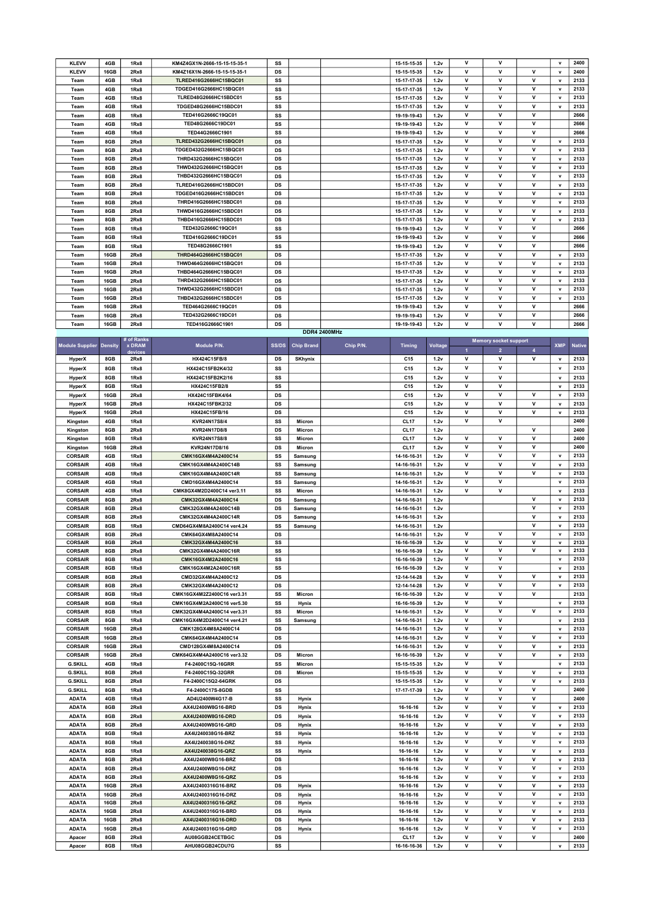| KLEVV | 4GB | 1Rx8 | KM4Z4GX1N-2666-15-15-15-35-1 | SS | | | 15-15-15-35 | 1.2v | V | V | | v | 2400 |
|---|---|---|---|---|---|---|---|---|---|---|---|---|---|
| KLEVV | 16GB | 2Rx8 | KM4Z16X1N-2666-15-15-15-35-1 | DS | | | 15-15-15-35 | 1.2v | V | V | V | v | 2400 |
| Team | 4GB | 1Rx8 | TLRED416G2666HC15BQC01 | SS | | | 15-17-17-35 | 1.2v | V | V | V | v | 2133 |
| Team | 4GB | 1Rx8 | TDGED416G2666HC15BQC01 | SS | | | 15-17-17-35 | 1.2v | V | V | V | v | 2133 |
| Team | 4GB | 1Rx8 | TLRED48G2666HC15BDC01 | SS | | | 15-17-17-35 | 1.2v | V | V | V | v | 2133 |
| Team | 4GB | 1Rx8 | TDGED48G2666HC15BDC01 | SS | | | 15-17-17-35 | 1.2v | V | V | V | v | 2133 |
| Team | 4GB | 1Rx8 | TED416G2666C19QC01 | SS | | | 19-19-19-43 | 1.2v | V | V | V | | 2666 |
| Team | 4GB | 1Rx8 | TED48G2666C19DC01 | SS | | | 19-19-19-43 | 1.2v | V | V | V | | 2666 |
| Team | 4GB | 1Rx8 | TED44G2666C1901 | SS | | | 19-19-19-43 | 1.2v | V | V | V | | 2666 |
| Team | 8GB | 2Rx8 | TLRED432G2666HC15BQC01 | DS | | | 15-17-17-35 | 1.2v | V | V | V | v | 2133 |
| Team | 8GB | 2Rx8 | TDGED432G2666HC15BQC01 | DS | | | 15-17-17-35 | 1.2v | V | V | V | v | 2133 |
| Team | 8GB | 2Rx8 | THRD432G2666HC15BQC01 | DS | | | 15-17-17-35 | 1.2v | V | V | V | v | 2133 |
| Team | 8GB | 2Rx8 | THWD432G2666HC15BQC01 | DS | | | 15-17-17-35 | 1.2v | V | V | V | v | 2133 |
| Team | 8GB | 2Rx8 | THBD432G2666HC15BQC01 | DS | | | 15-17-17-35 | 1.2v | V | V | V | v | 2133 |
| Team | 8GB | 2Rx8 | TLRED416G2666HC15BDC01 | DS | | | 15-17-17-35 | 1.2v | V | V | V | v | 2133 |
| Team | 8GB | 2Rx8 | TDGED416G2666HC15BDC01 | DS | | | 15-17-17-35 | 1.2v | V | V | V | v | 2133 |
| Team | 8GB | 2Rx8 | THRD416G2666HC15BDC01 | DS | | | 15-17-17-35 | 1.2v | V | V | V | v | 2133 |
| Team | 8GB | 2Rx8 | THWD416G2666HC15BDC01 | DS | | | 15-17-17-35 | 1.2v | V | V | V | v | 2133 |
| Team | 8GB | 2Rx8 | THBD416G2666HC15BDC01 | DS | | | 15-17-17-35 | 1.2v | V | V | V | v | 2133 |
| Team | 8GB | 1Rx8 | TED432G2666C19QC01 | SS | | | 19-19-19-43 | 1.2v | V | V | V | | 2666 |
| Team | 8GB | 1Rx8 | TED416G2666C19DC01 | SS | | | 19-19-19-43 | 1.2v | V | V | V | | 2666 |
| Team | 8GB | 1Rx8 | TED48G2666C1901 | SS | | | 19-19-19-43 | 1.2v | V | V | V | | 2666 |
| Team | 16GB | 2Rx8 | THRD464G2666HC15BQC01 | DS | | | 15-17-17-35 | 1.2v | V | V | V | v | 2133 |
| Team | 16GB | 2Rx8 | THWD464G2666HC15BQC01 | DS | | | 15-17-17-35 | 1.2v | V | V | V | v | 2133 |
| Team | 16GB | 2Rx8 | THBD464G2666HC15BQC01 | DS | | | 15-17-17-35 | 1.2v | V | V | V | v | 2133 |
| Team | 16GB | 2Rx8 | THRD432G2666HC15BDC01 | DS | | | 15-17-17-35 | 1.2v | V | V | V | v | 2133 |
| Team | 16GB | 2Rx8 | THWD432G2666HC15BDC01 | DS | | | 15-17-17-35 | 1.2v | V | V | V | v | 2133 |
| Team | 16GB | 2Rx8 | THBD432G2666HC15BDC01 | DS | | | 15-17-17-35 | 1.2v | V | V | V | v | 2133 |
| Team | 16GB | 2Rx8 | TED464G2666C19QC01 | DS | | | 19-19-19-43 | 1.2v | V | V | V | | 2666 |
| Team | 16GB | 2Rx8 | TED432G2666C19DC01 | DS | | | 19-19-19-43 | 1.2v | V | V | V | | 2666 |
| Team | 16GB | 2Rx8 | TED416G2666C1901 | DS | | | 19-19-19-43 | 1.2v | V | V | V | | 2666 |

## DDR4 2400MHz

| Module Supplier | Density | # of Ranks x DRAM devices | Module P/N. | SS/DS | Chip Brand | Chip P/N. | Timing | Voltage | Memory socket support | | | XMP | Native |
|---|---|---|---|---|---|---|---|---|---|---|---|---|---|
| | | | | | | | | | 1 | 2 | 4 | | |
| HyperX | 8GB | 2Rx8 | HX424C15FB/8 | DS | SKhynix | | C15 | 1.2v | V | V | V | v | 2133 |
| HyperX | 8GB | 1Rx8 | HX424C15FB2K4/32 | SS | | | C15 | 1.2v | V | V | | v | 2133 |
| HyperX | 8GB | 1Rx8 | HX424C15FB2K2/16 | SS | | | C15 | 1.2v | V | V | | v | 2133 |
| HyperX | 8GB | 1Rx8 | HX424C15FB2/8 | SS | | | C15 | 1.2v | V | V | | v | 2133 |
| HyperX | 16GB | 2Rx8 | HX424C15FBK4/64 | DS | | | C15 | 1.2v | V | V | V | v | 2133 |
| HyperX | 16GB | 2Rx8 | HX424C15FBK2/32 | DS | | | C15 | 1.2v | V | V | V | v | 2133 |
| HyperX | 16GB | 2Rx8 | HX424C15FB/16 | DS | | | C15 | 1.2v | V | V | V | v | 2133 |
| Kingston | 4GB | 1Rx8 | KVR24N17S8/4 | SS | Micron | | CL17 | 1.2v | V | V | | | 2400 |
| Kingston | 8GB | 2Rx8 | KVR24N17D8/8 | DS | Micron | | CL17 | 1.2v | | | V | | 2400 |
| Kingston | 8GB | 1Rx8 | KVR24N17S8/8 | SS | Micron | | CL17 | 1.2v | V | V | V | | 2400 |
| Kingston | 16GB | 2Rx8 | KVR24N17D8/16 | DS | Micron | | CL17 | 1.2v | V | V | V | | 2400 |
| CORSAIR | 4GB | 1Rx8 | CMK16GX4M4A2400C14 | SS | Samsung | | 14-16-16-31 | 1.2v | V | V | V | v | 2133 |
| CORSAIR | 4GB | 1Rx8 | CMK16GX4M4A2400C14B | SS | Samsung | | 14-16-16-31 | 1.2v | V | V | V | v | 2133 |
| CORSAIR | 4GB | 1Rx8 | CMK16GX4M4A2400C14R | SS | Samsung | | 14-16-16-31 | 1.2v | V | V | V | v | 2133 |
| CORSAIR | 4GB | 1Rx8 | CMD16GX4M4A2400C14 | SS | Samsung | | 14-16-16-31 | 1.2v | V | V | | v | 2133 |
| CORSAIR | 4GB | 1Rx8 | CMK8GX4M2D2400C14 ver3.11 | SS | Micron | | 14-16-16-31 | 1.2v | V | V | | v | 2133 |
| CORSAIR | 8GB | 2Rx8 | CMK32GX4M4A2400C14 | DS | Samsung | | 14-16-16-31 | 1.2v | | | V | v | 2133 |
| CORSAIR | 8GB | 2Rx8 | CMK32GX4M4A2400C14B | DS | Samsung | | 14-16-16-31 | 1.2v | | | V | v | 2133 |
| CORSAIR | 8GB | 2Rx8 | CMK32GX4M4A2400C14R | DS | Samsung | | 14-16-16-31 | 1.2v | | | V | v | 2133 |
| CORSAIR | 8GB | 1Rx8 | CMD64GX4M8A2400C14 ver4.24 | SS | Samsung | | 14-16-16-31 | 1.2v | | | V | v | 2133 |
| CORSAIR | 8GB | 2Rx8 | CMK64GX4M8A2400C14 | DS | | | 14-16-16-31 | 1.2v | V | V | V | v | 2133 |
| CORSAIR | 8GB | 2Rx8 | CMK32GX4M4A2400C16 | SS | | | 16-16-16-39 | 1.2v | V | V | V | v | 2133 |
| CORSAIR | 8GB | 2Rx8 | CMK32GX4M4A2400C16R | SS | | | 16-16-16-39 | 1.2v | V | V | V | v | 2133 |
| CORSAIR | 8GB | 1Rx8 | CMK16GX4M2A2400C16 | SS | | | 16-16-16-39 | 1.2v | V | V | | v | 2133 |
| CORSAIR | 8GB | 1Rx8 | CMK16GX4M2A2400C16R | SS | | | 16-16-16-39 | 1.2v | V | V | | v | 2133 |
| CORSAIR | 8GB | 2Rx8 | CMD32GX4M4A2400C12 | DS | | | 12-14-14-28 | 1.2v | V | V | V | v | 2133 |
| CORSAIR | 8GB | 2Rx8 | CMK32GX4M4A2400C12 | DS | | | 12-14-14-28 | 1.2v | V | V | V | v | 2133 |
| CORSAIR | 8GB | 1Rx8 | CMK16GX4M2Z2400C16 ver3.31 | SS | Micron | | 16-16-16-39 | 1.2v | V | V | V | | 2133 |
| CORSAIR | 8GB | 1Rx8 | CMK16GX4M2A2400C16 ver5.30 | SS | Hynix | | 16-16-16-39 | 1.2v | V | V | | v | 2133 |
| CORSAIR | 8GB | 1Rx8 | CMK32GX4M4A2400C14 ver3.31 | SS | Micron | | 14-16-16-31 | 1.2v | V | V | V | v | 2133 |
| CORSAIR | 8GB | 1Rx8 | CMK16GX4M2D2400C14 ver4.21 | SS | Samsung | | 14-16-16-31 | 1.2v | V | V | | v | 2133 |
| CORSAIR | 16GB | 2Rx8 | CMK128GX4M8A2400C14 | DS | | | 14-16-16-31 | 1.2v | V | V | | v | 2133 |
| CORSAIR | 16GB | 2Rx8 | CMK64GX4M4A2400C14 | DS | | | 14-16-16-31 | 1.2v | V | V | V | v | 2133 |
| CORSAIR | 16GB | 2Rx8 | CMD128GX4M8A2400C14 | DS | | | 14-16-16-31 | 1.2v | V | V | V | v | 2133 |
| CORSAIR | 16GB | 2Rx8 | CMK64GX4M4A2400C16 ver3.32 | DS | Micron | | 16-16-16-39 | 1.2v | V | V | V | v | 2133 |
| G.SKILL | 4GB | 1Rx8 | F4-2400C15Q-16GRR | SS | Micron | | 15-15-15-35 | 1.2v | V | V | | v | 2133 |
| G.SKILL | 8GB | 2Rx8 | F4-2400C15Q-32GRR | DS | Micron | | 15-15-15-35 | 1.2v | V | V | V | v | 2133 |
| G.SKILL | 8GB | 2Rx8 | F4-2400C15Q2-64GRK | DS | | | 15-15-15-35 | 1.2v | V | V | V | v | 2133 |
| G.SKILL | 8GB | 1Rx8 | F4-2400C17S-8GDB | SS | | | 17-17-17-39 | 1.2v | V | V | V | | 2400 |
| ADATA | 4GB | 1Rx8 | AD4U2400W4G17-B | SS | Hynix | | | 1.2v | V | V | V | | 2400 |
| ADATA | 8GB | 2Rx8 | AX4U2400W8G16-BRD | DS | Hynix | | 16-16-16 | 1.2v | V | V | V | v | 2133 |
| ADATA | 8GB | 2Rx8 | AX4U2400W8G16-DRD | DS | Hynix | | 16-16-16 | 1.2v | V | V | V | v | 2133 |
| ADATA | 8GB | 2Rx8 | AX4U2400W8G16-QRD | DS | Hynix | | 16-16-16 | 1.2v | V | V | V | v | 2133 |
| ADATA | 8GB | 1Rx8 | AX4U240038G16-BRZ | SS | Hynix | | 16-16-16 | 1.2v | V | V | V | v | 2133 |
| ADATA | 8GB | 1Rx8 | AX4U240038G16-DRZ | SS | Hynix | | 16-16-16 | 1.2v | V | V | V | v | 2133 |
| ADATA | 8GB | 1Rx8 | AX4U240038G16-QRZ | SS | Hynix | | 16-16-16 | 1.2v | V | V | V | v | 2133 |
| ADATA | 8GB | 2Rx8 | AX4U2400W8G16-BRZ | DS | | | 16-16-16 | 1.2v | V | V | V | v | 2133 |
| ADATA | 8GB | 2Rx8 | AX4U2400W8G16-DRZ | DS | | | 16-16-16 | 1.2v | V | V | V | v | 2133 |
| ADATA | 8GB | 2Rx8 | AX4U2400W8G16-QRZ | DS | | | 16-16-16 | 1.2v | V | V | V | v | 2133 |
| ADATA | 16GB | 2Rx8 | AX4U2400316G16-BRZ | DS | Hynix | | 16-16-16 | 1.2v | V | V | V | v | 2133 |
| ADATA | 16GB | 2Rx8 | AX4U2400316G16-DRZ | DS | Hynix | | 16-16-16 | 1.2v | V | V | V | v | 2133 |
| ADATA | 16GB | 2Rx8 | AX4U2400316G16-QRZ | DS | Hynix | | 16-16-16 | 1.2v | V | V | V | v | 2133 |
| ADATA | 16GB | 2Rx8 | AX4U2400316G16-BRD | DS | Hynix | | 16-16-16 | 1.2v | V | V | V | v | 2133 |
| ADATA | 16GB | 2Rx8 | AX4U2400316G16-DRD | DS | Hynix | | 16-16-16 | 1.2v | V | V | V | v | 2133 |
| ADATA | 16GB | 2Rx8 | AX4U2400316G16-QRD | DS | Hynix | | 16-16-16 | 1.2v | V | V | V | v | 2133 |
| Apacer | 8GB | 2Rx8 | AU08GGB24CETBGC | DS | | | CL17 | 1.2v | V | V | V | | 2400 |
| Apacer | 8GB | 1Rx8 | AHU08GGB24CDU7G | SS | | | 16-16-16-36 | 1.2v | V | V | | v | 2133 |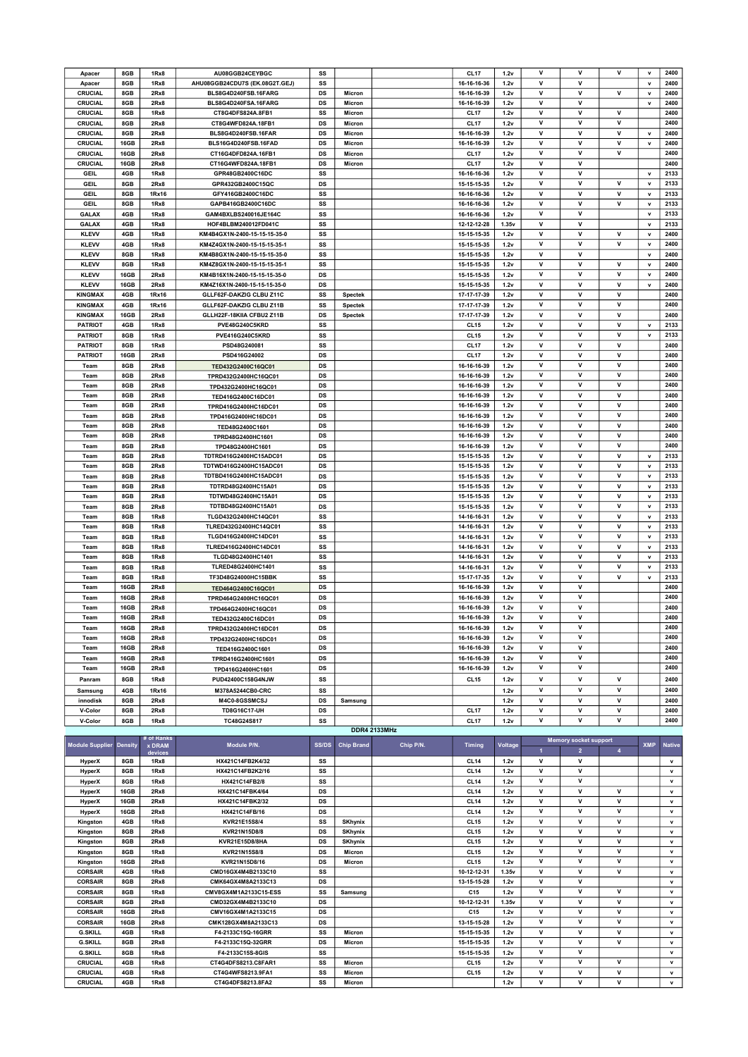| Apacer | 8GB | 1Rx8 | AU08GGB24CEYBGC | SS | | | CL17 | 1.2v | V | V | V | v | 2400 |
|---|---|---|---|---|---|---|---|---|---|---|---|---|---|
| Apacer | 8GB | 1Rx8 | AHU08GGB24CDU7S (EK.08G2T.GEJ) | SS | | | CL17 | 1.2v | V | V | | v | 2400 |
| CRUCIAL | 8GB | 2Rx8 | BLS8G4D240FSB.16FARG | DS | Micron | | 16-16-16-39 | 1.2v | V | V | V | v | 2400 |
| CRUCIAL | 8GB | 2Rx8 | BLS8G4D240FSA.16FARG | DS | Micron | | 16-16-16-39 | 1.2v | V | V | | v | 2400 |
| CRUCIAL | 8GB | 1Rx8 | CT8G4DFS824A.8FB1 | SS | Micron | | CL17 | 1.2v | V | V | V | | 2400 |
| CRUCIAL | 8GB | 2Rx8 | CT8G4WFD824A.18FB1 | DS | Micron | | CL17 | 1.2v | V | V | V | | 2400 |
| CRUCIAL | 8GB | 2Rx8 | BLS8G4D240FSB.16FAR | DS | Micron | | 16-16-16-39 | 1.2v | V | V | V | v | 2400 |
| CRUCIAL | 16GB | 2Rx8 | BLS16G4D240FSB.16FAD | DS | Micron | | 16-16-16-39 | 1.2v | V | V | V | v | 2400 |
| CRUCIAL | 16GB | 2Rx8 | CT16G4DFD824A.16FB1 | DS | Micron | | CL17 | 1.2v | V | V | V | | 2400 |
| CRUCIAL | 16GB | 2Rx8 | CT16G4WFD824A.18FB1 | DS | Micron | | CL17 | 1.2v | V | V | | | 2400 |
| GEIL | 4GB | 1Rx8 | GPR48GB2400C16DC | SS | | | 16-16-16-36 | 1.2v | V | V | | v | 2133 |
| GEIL | 8GB | 2Rx8 | GPR432GB2400C15QC | DS | | | 15-15-15-35 | 1.2v | V | V | V | v | 2133 |
| GEIL | 8GB | 1Rx16 | GFY416GB2400C16DC | SS | | | 16-16-16-36 | 1.2v | V | V | V | v | 2133 |
| GEIL | 8GB | 1Rx8 | GAPB416GB2400C16DC | SS | | | 16-16-16-36 | 1.2v | V | V | V | v | 2133 |
| GALAX | 4GB | 1Rx8 | GAM4BXLBS240016JE164C | SS | | | 16-16-16-36 | 1.2v | V | V | | v | 2133 |
| GALAX | 4GB | 1Rx8 | HOF4BLBM240012FD041C | SS | | | 12-12-12-28 | 1.35v | V | V | | v | 2133 |
| KLEVV | 4GB | 1Rx8 | KM4B4GX1N-2400-15-15-15-35-0 | SS | | | 15-15-15-35 | 1.2v | V | V | V | v | 2400 |
| KLEVV | 4GB | 1Rx8 | KM4Z4GX1N-2400-15-15-15-35-1 | SS | | | 15-15-15-35 | 1.2v | V | V | V | v | 2400 |
| KLEVV | 8GB | 1Rx8 | KM4B8GX1N-2400-15-15-15-35-0 | SS | | | 15-15-15-35 | 1.2v | V | V | | v | 2400 |
| KLEVV | 8GB | 1Rx8 | KM4Z8GX1N-2400-15-15-15-35-1 | SS | | | 15-15-15-35 | 1.2v | V | V | V | v | 2400 |
| KLEVV | 16GB | 2Rx8 | KM4B16X1N-2400-15-15-15-35-0 | DS | | | 15-15-15-35 | 1.2v | V | V | V | v | 2400 |
| KLEVV | 16GB | 2Rx8 | KM4Z16X1N-2400-15-15-15-35-0 | DS | | | 15-15-15-35 | 1.2v | V | V | V | v | 2400 |
| KINGMAX | 4GB | 1Rx16 | GLLF62F-DAKZIG CLBU Z11C | SS | Spectek | | 17-17-17-39 | 1.2v | V | V | V | | 2400 |
| KINGMAX | 4GB | 1Rx16 | GLLF62F-DAKZIG CLBU Z11B | SS | Spectek | | 17-17-17-39 | 1.2v | V | V | V | | 2400 |
| KINGMAX | 16GB | 2Rx8 | GLLH22F-18KIIA CFBU2 Z11B | DS | Spectek | | 17-17-17-39 | 1.2v | V | V | V | | 2400 |
| PATRIOT | 4GB | 1Rx8 | PVE48G240C5KRD | SS | | | CL15 | 1.2v | V | V | V | v | 2133 |
| PATRIOT | 8GB | 1Rx8 | PVE416G240C5KRD | SS | | | CL15 | 1.2v | V | V | V | v | 2133 |
| PATRIOT | 8GB | 1Rx8 | PSD48G240081 | SS | | | CL17 | 1.2v | V | V | V | | 2400 |
| PATRIOT | 16GB | 2Rx8 | PSD416G24002 | DS | | | CL17 | 1.2v | V | V | V | | 2400 |
| Team | 8GB | 2Rx8 | TED432G2400C16QC01 | DS | | | 16-16-16-39 | 1.2v | V | V | V | | 2400 |
| Team | 8GB | 2Rx8 | TPRD432G2400HC16QC01 | DS | | | 16-16-16-39 | 1.2v | V | V | V | | 2400 |
| Team | 8GB | 2Rx8 | TPD432G2400HC16QC01 | DS | | | 16-16-16-39 | 1.2v | V | V | V | | 2400 |
| Team | 8GB | 2Rx8 | TED416G2400C16DC01 | DS | | | 16-16-16-39 | 1.2v | V | V | V | | 2400 |
| Team | 8GB | 2Rx8 | TPRD416G2400HC16DC01 | DS | | | 16-16-16-39 | 1.2v | V | V | V | | 2400 |
| Team | 8GB | 2Rx8 | TPD416G2400HC16DC01 | DS | | | 16-16-16-39 | 1.2v | V | V | V | | 2400 |
| Team | 8GB | 2Rx8 | TED48G2400C1601 | DS | | | 16-16-16-39 | 1.2v | V | V | V | | 2400 |
| Team | 8GB | 2Rx8 | TPRD48G2400HC1601 | DS | | | 16-16-16-39 | 1.2v | V | V | V | | 2400 |
| Team | 8GB | 2Rx8 | TPD48G2400HC1601 | DS | | | 16-16-16-39 | 1.2v | V | V | V | | 2400 |
| Team | 8GB | 2Rx8 | TDTRD416G2400HC15ADC01 | DS | | | 15-15-15-35 | 1.2v | V | V | V | v | 2133 |
| Team | 8GB | 2Rx8 | TDTWD416G2400HC15ADC01 | DS | | | 15-15-15-35 | 1.2v | V | V | V | v | 2133 |
| Team | 8GB | 2Rx8 | TDTBD416G2400HC15ADC01 | DS | | | 15-15-15-35 | 1.2v | V | V | V | v | 2133 |
| Team | 8GB | 2Rx8 | TDTRD48G2400HC15A01 | DS | | | 15-15-15-35 | 1.2v | V | V | V | v | 2133 |
| Team | 8GB | 2Rx8 | TDTWD48G2400HC15A01 | DS | | | 15-15-15-35 | 1.2v | V | V | V | v | 2133 |
| Team | 8GB | 2Rx8 | TDTBD48G2400HC15A01 | DS | | | 15-15-15-35 | 1.2v | V | V | V | v | 2133 |
| Team | 8GB | 1Rx8 | TLGD432G2400HC14QC01 | SS | | | 14-16-16-31 | 1.2v | V | V | V | v | 2133 |
| Team | 8GB | 1Rx8 | TLRED432G2400HC14QC01 | SS | | | 14-16-16-31 | 1.2v | V | V | V | v | 2133 |
| Team | 8GB | 1Rx8 | TLGD416G2400HC14DC01 | SS | | | 14-16-16-31 | 1.2v | V | V | V | v | 2133 |
| Team | 8GB | 1Rx8 | TLRED416G2400HC14DC01 | SS | | | 14-16-16-31 | 1.2v | V | V | V | v | 2133 |
| Team | 8GB | 1Rx8 | TLGD48G2400HC1401 | SS | | | 14-16-16-31 | 1.2v | V | V | V | v | 2133 |
| Team | 8GB | 1Rx8 | TLRED48G2400HC1401 | SS | | | 14-16-16-31 | 1.2v | V | V | V | v | 2133 |
| Team | 8GB | 1Rx8 | TF3D48G24000HC15BBK | SS | | | 15-17-17-35 | 1.2v | V | V | V | v | 2133 |
| Team | 16GB | 2Rx8 | TED464G2400C16QC01 | DS | | | 16-16-16-39 | 1.2v | V | V | | | 2400 |
| Team | 16GB | 2Rx8 | TPRD464G2400HC16QC01 | DS | | | 16-16-16-39 | 1.2v | V | V | | | 2400 |
| Team | 16GB | 2Rx8 | TPD464G2400HC16QC01 | DS | | | 16-16-16-39 | 1.2v | V | V | | | 2400 |
| Team | 16GB | 2Rx8 | TED432G2400C16DC01 | DS | | | 16-16-16-39 | 1.2v | V | V | | | 2400 |
| Team | 16GB | 2Rx8 | TPRD432G2400HC16DC01 | DS | | | 16-16-16-39 | 1.2v | V | V | | | 2400 |
| Team | 16GB | 2Rx8 | TPD432G2400HC16DC01 | DS | | | 16-16-16-39 | 1.2v | V | V | | | 2400 |
| Team | 16GB | 2Rx8 | TED416G2400C1601 | DS | | | 16-16-16-39 | 1.2v | V | V | | | 2400 |
| Team | 16GB | 2Rx8 | TPRD416G2400HC1601 | DS | | | 16-16-16-39 | 1.2v | V | V | | | 2400 |
| Team | 16GB | 2Rx8 | TPD416G2400HC1601 | DS | | | 16-16-16-39 | 1.2v | V | V | | | 2400 |
| Panram | 8GB | 1Rx8 | PUD42400C158G4NJW | SS | | | CL15 | 1.2v | V | V | V | | 2400 |
| Samsung | 4GB | 1Rx16 | M378A5244CB0-CRC | SS | | | | 1.2v | V | V | V | | 2400 |
| innodisk | 8GB | 2Rx8 | M4C0-8GSSMCSJ | DS | Samsung | | | 1.2v | V | V | V | | 2400 |
| V-Color | 8GB | 2Rx8 | TD8G16C17-UH | DS | | | CL17 | 1.2v | V | V | V | | 2400 |
| V-Color | 8GB | 1Rx8 | TC48G24S817 | SS | | | CL17 | 1.2v | V | V | V | | 2400 |

**DDR4 2133MHz**

| Module Supplier | Density | # of Ranks x DRAM devices | Module P/N. | SS/DS | Chip Brand | Chip P/N. | Timing | Voltage | Memory socket support | | | XMP | Native |
|---|---|---|---|---|---|---|---|---|---|---|---|---|---|
| | | | | | | | | | 1 | 2 | 4 | | |
| HyperX | 8GB | 1Rx8 | HX421C14FB2K4/32 | SS | | | CL14 | 1.2v | V | V | | | v |
| HyperX | 8GB | 1Rx8 | HX421C14FB2K2/16 | SS | | | CL14 | 1.2v | V | V | | | v |
| HyperX | 8GB | 1Rx8 | HX421C14FB2/8 | SS | | | CL14 | 1.2v | V | V | | | v |
| HyperX | 16GB | 2Rx8 | HX421C14FBK4/64 | DS | | | CL14 | 1.2v | V | V | V | | v |
| HyperX | 16GB | 2Rx8 | HX421C14FBK2/32 | DS | | | CL14 | 1.2v | V | V | V | | v |
| HyperX | 16GB | 2Rx8 | HX421C14FB/16 | DS | | | CL14 | 1.2v | V | V | V | | v |
| Kingston | 4GB | 1Rx8 | KVR21E15S8/4 | SS | SKhynix | | CL15 | 1.2v | V | V | V | | v |
| Kingston | 8GB | 2Rx8 | KVR21N15D8/8 | DS | SKhynix | | CL15 | 1.2v | V | V | V | | v |
| Kingston | 8GB | 2Rx8 | KVR21E15D8/8HA | DS | SKhynix | | CL15 | 1.2v | V | V | V | | v |
| Kingston | 8GB | 1Rx8 | KVR21N15S8/8 | SS | Micron | | CL15 | 1.2v | V | V | V | | v |
| Kingston | 16GB | 2Rx8 | KVR21N15D8/16 | DS | Micron | | CL15 | 1.2v | V | V | V | | v |
| CORSAIR | 4GB | 1Rx8 | CMD16GX4M4B2133C10 | SS | | | 10-12-12-31 | 1.35v | V | V | V | | v |
| CORSAIR | 8GB | 2Rx8 | CMK64GX4M8A2133C13 | DS | | | 13-15-15-28 | 1.2v | V | V | | | v |
| CORSAIR | 8GB | 1Rx8 | CMV8GX4M1A2133C15-ESS | SS | Samsung | | C15 | 1.2v | V | V | V | | v |
| CORSAIR | 8GB | 2Rx8 | CMD32GX4M4B2133C10 | DS | | | 10-12-12-31 | 1.35v | V | V | V | | v |
| CORSAIR | 16GB | 2Rx8 | CMV16GX4M1A2133C15 | DS | | | C15 | 1.2v | V | V | V | | v |
| CORSAIR | 16GB | 2Rx8 | CMK128GX4M8A2133C13 | DS | | | 13-15-15-28 | 1.2v | V | V | V | | v |
| G.SKILL | 4GB | 1Rx8 | F4-2133C15Q-16GRR | SS | Micron | | 15-15-15-35 | 1.2v | V | V | V | | v |
| G.SKILL | 8GB | 2Rx8 | F4-2133C15Q-32GRR | DS | Micron | | 15-15-15-35 | 1.2v | V | V | V | | v |
| G.SKILL | 8GB | 1Rx8 | F4-2133C15S-8GIS | SS | | | 15-15-15-35 | 1.2v | V | V | | | v |
| CRUCIAL | 4GB | 1Rx8 | CT4G4DFS8213.C8FAR1 | SS | Micron | | CL15 | 1.2v | V | V | V | | v |
| CRUCIAL | 4GB | 1Rx8 | CT4G4WFS8213.9FA1 | SS | Micron | | CL15 | 1.2v | V | V | V | | v |
| CRUCIAL | 4GB | 1Rx8 | CT4G4DFS8213.8FA2 | SS | Micron | | | 1.2v | V | V | V | | v |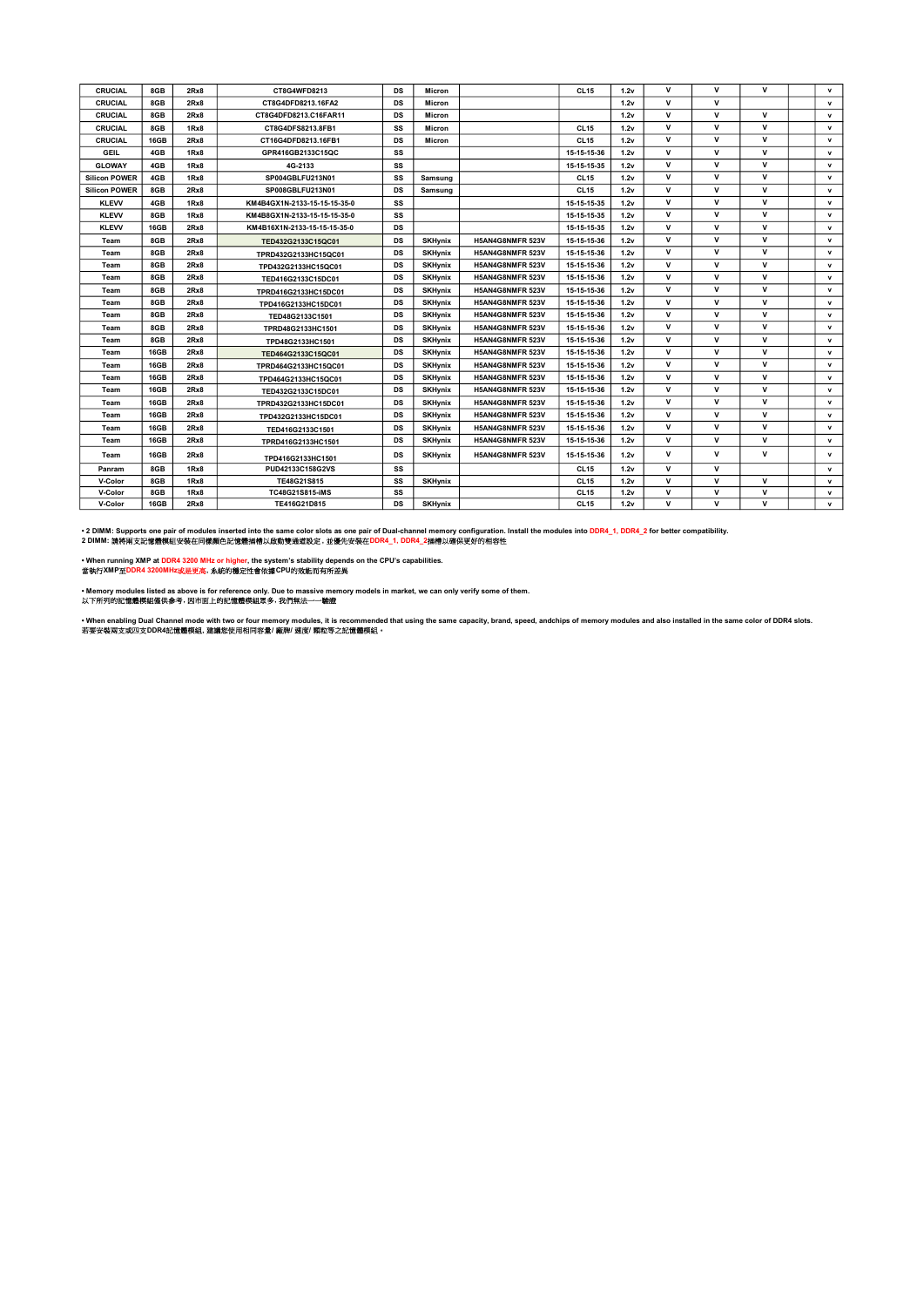| | | | | | | | | | | | | | |
|---|---|---|---|---|---|---|---|---|---|---|---|---|---|
| CRUCIAL | 8GB | 2Rx8 | CT8G4WFD8213 | DS | Micron | | CL15 | 1.2v | V | V | V | | v |
| CRUCIAL | 8GB | 2Rx8 | CT8G4DFD8213.16FA2 | DS | Micron | | | 1.2v | V | V | | | v |
| CRUCIAL | 8GB | 2Rx8 | CT8G4DFD8213.C16FAR11 | DS | Micron | | | 1.2v | V | V | V | | v |
| CRUCIAL | 8GB | 1Rx8 | CT8G4DFS8213.8FB1 | SS | Micron | | CL15 | 1.2v | V | V | V | | v |
| CRUCIAL | 16GB | 2Rx8 | CT16G4DFD8213.16FB1 | DS | Micron | | CL15 | 1.2v | V | V | V | | v |
| GEIL | 4GB | 1Rx8 | GPR416GB2133C15QC | SS | | | 15-15-15-36 | 1.2v | V | V | V | | v |
| GLOWAY | 4GB | 1Rx8 | 4G-2133 | SS | | | 15-15-15-35 | 1.2v | V | V | V | | v |
| Silicon POWER | 4GB | 1Rx8 | SP004GBLFU213N01 | SS | Samsung | | CL15 | 1.2v | V | V | V | | v |
| Silicon POWER | 8GB | 2Rx8 | SP008GBLFU213N01 | DS | Samsung | | CL15 | 1.2v | V | V | V | | v |
| KLEVV | 4GB | 1Rx8 | KM4B4GX1N-2133-15-15-15-35-0 | SS | | | 15-15-15-35 | 1.2v | V | V | V | | v |
| KLEVV | 8GB | 1Rx8 | KM4B8GX1N-2133-15-15-15-35-0 | SS | | | 15-15-15-35 | 1.2v | V | V | V | | v |
| KLEVV | 16GB | 2Rx8 | KM4B16X1N-2133-15-15-15-35-0 | DS | | | 15-15-15-35 | 1.2v | V | V | V | | v |
| Team | 8GB | 2Rx8 | TED432G2133C15QC01 | DS | SKHynix | H5AN4G8NMFR 523V | 15-15-15-36 | 1.2v | V | V | V | | v |
| Team | 8GB | 2Rx8 | TPRD432G2133HC15QC01 | DS | SKHynix | H5AN4G8NMFR 523V | 15-15-15-36 | 1.2v | V | V | V | | v |
| Team | 8GB | 2Rx8 | TPD432G2133HC15QC01 | DS | SKHynix | H5AN4G8NMFR 523V | 15-15-15-36 | 1.2v | V | V | V | | v |
| Team | 8GB | 2Rx8 | TED416G2133C15DC01 | DS | SKHynix | H5AN4G8NMFR 523V | 15-15-15-36 | 1.2v | V | V | V | | v |
| Team | 8GB | 2Rx8 | TPRD416G2133HC15DC01 | DS | SKHynix | H5AN4G8NMFR 523V | 15-15-15-36 | 1.2v | V | V | V | | v |
| Team | 8GB | 2Rx8 | TPD416G2133HC15DC01 | DS | SKHynix | H5AN4G8NMFR 523V | 15-15-15-36 | 1.2v | V | V | V | | v |
| Team | 8GB | 2Rx8 | TED48G2133C1501 | DS | SKHynix | H5AN4G8NMFR 523V | 15-15-15-36 | 1.2v | V | V | V | | v |
| Team | 8GB | 2Rx8 | TPRD48G2133HC1501 | DS | SKHynix | H5AN4G8NMFR 523V | 15-15-15-36 | 1.2v | V | V | V | | v |
| Team | 8GB | 2Rx8 | TPD48G2133HC1501 | DS | SKHynix | H5AN4G8NMFR 523V | 15-15-15-36 | 1.2v | V | V | V | | v |
| Team | 16GB | 2Rx8 | TED464G2133C15QC01 | DS | SKHynix | H5AN4G8NMFR 523V | 15-15-15-36 | 1.2v | V | V | V | | v |
| Team | 16GB | 2Rx8 | TPRD464G2133HC15QC01 | DS | SKHynix | H5AN4G8NMFR 523V | 15-15-15-36 | 1.2v | V | V | V | | v |
| Team | 16GB | 2Rx8 | TPD464G2133HC15QC01 | DS | SKHynix | H5AN4G8NMFR 523V | 15-15-15-36 | 1.2v | V | V | V | | v |
| Team | 16GB | 2Rx8 | TED432G2133C15DC01 | DS | SKHynix | H5AN4G8NMFR 523V | 15-15-15-36 | 1.2v | V | V | V | | v |
| Team | 16GB | 2Rx8 | TPRD432G2133HC15DC01 | DS | SKHynix | H5AN4G8NMFR 523V | 15-15-15-36 | 1.2v | V | V | V | | v |
| Team | 16GB | 2Rx8 | TPD432G2133HC15DC01 | DS | SKHynix | H5AN4G8NMFR 523V | 15-15-15-36 | 1.2v | V | V | V | | v |
| Team | 16GB | 2Rx8 | TED416G2133C1501 | DS | SKHynix | H5AN4G8NMFR 523V | 15-15-15-36 | 1.2v | V | V | V | | v |
| Team | 16GB | 2Rx8 | TPRD416G2133HC1501 | DS | SKHynix | H5AN4G8NMFR 523V | 15-15-15-36 | 1.2v | V | V | V | | v |
| Team | 16GB | 2Rx8 | TPD416G2133HC1501 | DS | SKHynix | H5AN4G8NMFR 523V | 15-15-15-36 | 1.2v | V | V | V | | v |
| Panram | 8GB | 1Rx8 | PUD42133C158G2VS | SS | | | CL15 | 1.2v | V | V | | | v |
| V-Color | 8GB | 1Rx8 | TE48G21S815 | SS | SKHynix | | CL15 | 1.2v | V | V | V | | v |
| V-Color | 8GB | 1Rx8 | TC48G21S815-iMS | SS | | | CL15 | 1.2v | V | V | V | | v |
| V-Color | 16GB | 2Rx8 | TE416G21D815 | DS | SKHynix | | CL15 | 1.2v | V | V | V | | v |

• 2 DIMM: Supports one pair of modules inserted into the same color slots as one pair of Dual-channel memory configuration. Install the modules into DDR4_1, DDR4_2 for better compatibility.
2 DIMM: 請將兩支記憶體模組安裝在同樣顏色記憶體插槽以啟動雙通道設定，並優先安裝在DDR4_1, DDR4_2插槽以確保更好的相容性

• When running XMP at DDR4 3200 MHz or higher, the system's stability depends on the CPU's capabilities.
當執行XMP至DDR4 3200MHz或是更高，系統的穩定性會依據CPU的效能而有所差異

• Memory modules listed as above is for reference only. Due to massive memory models in market, we can only verify some of them.
以下所列的記憶體模組僅供參考，因市面上的記憶體模組眾多，我們無法一一驗證

• When enabling Dual Channel mode with two or four memory modules, it is recommended that using the same capacity, brand, speed, andchips of memory modules and also installed in the same color of DDR4 slots.
若要安裝兩支或四支DDR4記憶體模組，建議您使用相同容量/ 廠牌/ 速度/ 顆粒等之記憶體模組。